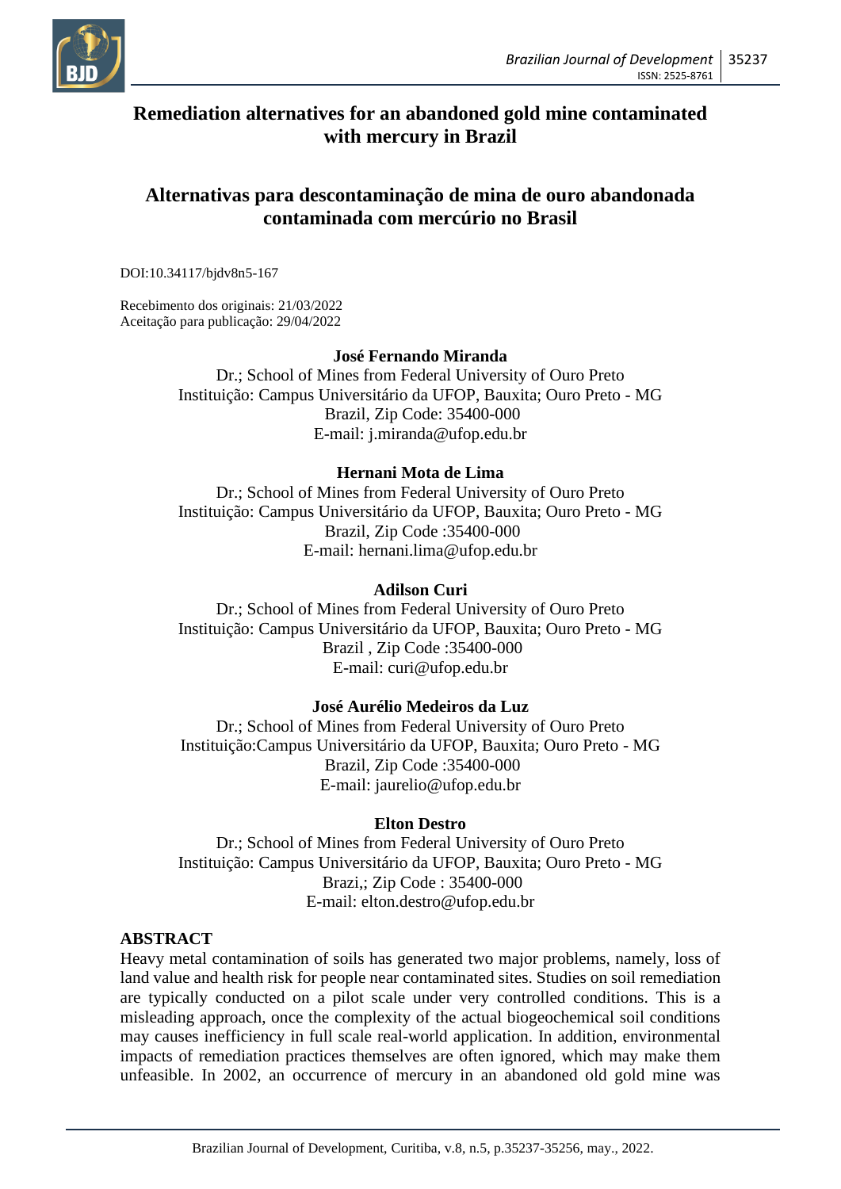# Remediation alternatives for an abandoned gold mine contaminated with mercury in Brazil

# Alternativas para descontaminação de mina de ouro abandonada contaminada com mercúrio no Brasil

DOI:10.34117/bjdv8n5-167

Recebimento dos originais: 21/03/2022
Aceitação para publicação: 29/04/2022

**José Fernando Miranda**
Dr.; School of Mines from Federal University of Ouro Preto
Instituição: Campus Universitário da UFOP, Bauxita; Ouro Preto - MG
Brazil, Zip Code: 35400-000
E-mail: j.miranda@ufop.edu.br

**Hernani Mota de Lima**
Dr.; School of Mines from Federal University of Ouro Preto
Instituição: Campus Universitário da UFOP, Bauxita; Ouro Preto - MG
Brazil, Zip Code :35400-000
E-mail: hernani.lima@ufop.edu.br

**Adilson Curi**
Dr.; School of Mines from Federal University of Ouro Preto
Instituição: Campus Universitário da UFOP, Bauxita; Ouro Preto - MG
Brazil , Zip Code :35400-000
E-mail: curi@ufop.edu.br

**José Aurélio Medeiros da Luz**
Dr.; School of Mines from Federal University of Ouro Preto
Instituição:Campus Universitário da UFOP, Bauxita; Ouro Preto - MG
Brazil, Zip Code :35400-000
E-mail: jaurelio@ufop.edu.br

**Elton Destro**
Dr.; School of Mines from Federal University of Ouro Preto
Instituição: Campus Universitário da UFOP, Bauxita; Ouro Preto - MG
Brazi,; Zip Code : 35400-000
E-mail: elton.destro@ufop.edu.br

## ABSTRACT

Heavy metal contamination of soils has generated two major problems, namely, loss of land value and health risk for people near contaminated sites. Studies on soil remediation are typically conducted on a pilot scale under very controlled conditions. This is a misleading approach, once the complexity of the actual biogeochemical soil conditions may causes inefficiency in full scale real-world application. In addition, environmental impacts of remediation practices themselves are often ignored, which may make them unfeasible. In 2002, an occurrence of mercury in an abandoned old gold mine was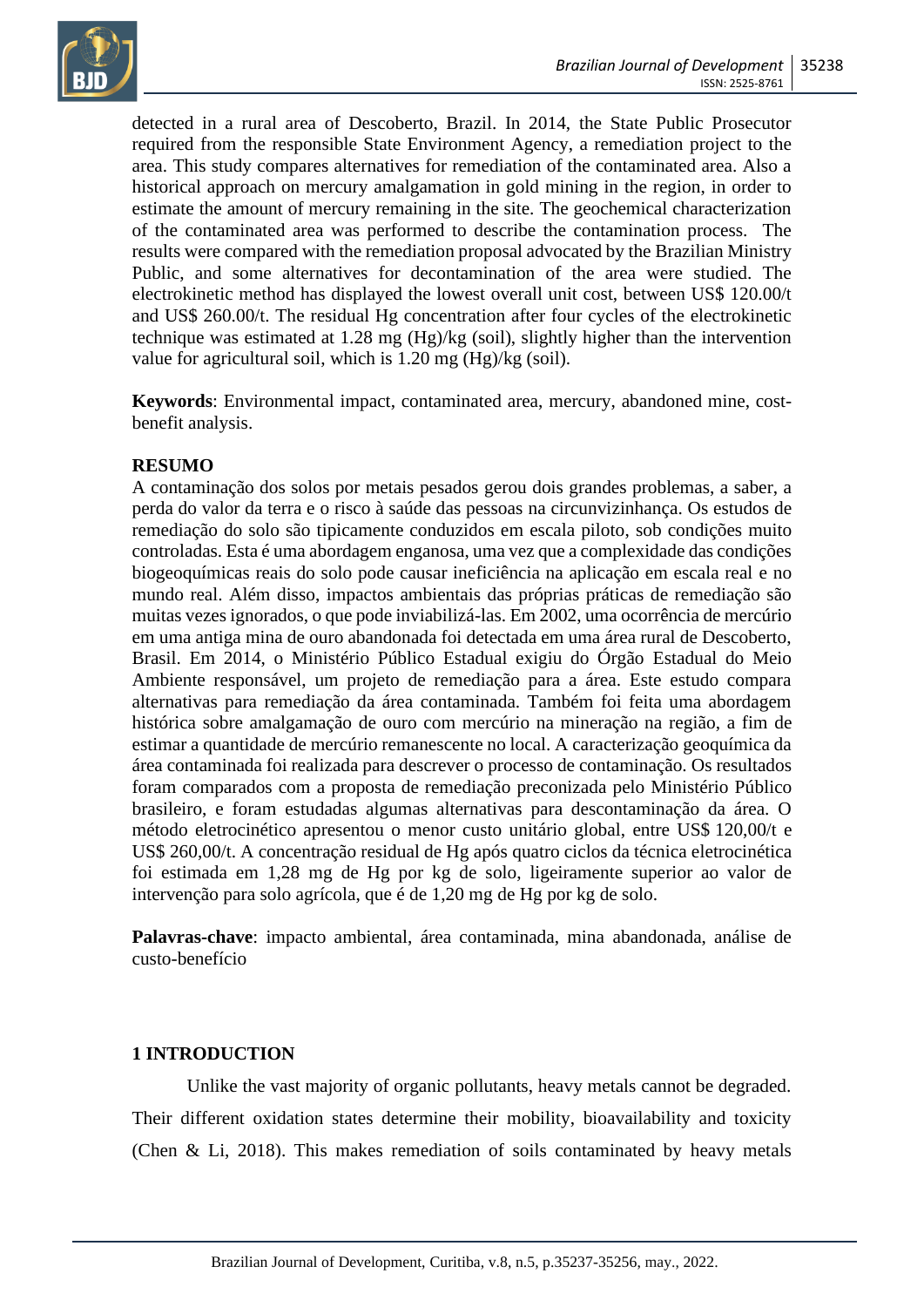detected in a rural area of Descoberto, Brazil. In 2014, the State Public Prosecutor required from the responsible State Environment Agency, a remediation project to the area. This study compares alternatives for remediation of the contaminated area. Also a historical approach on mercury amalgamation in gold mining in the region, in order to estimate the amount of mercury remaining in the site. The geochemical characterization of the contaminated area was performed to describe the contamination process. The results were compared with the remediation proposal advocated by the Brazilian Ministry Public, and some alternatives for decontamination of the area were studied. The electrokinetic method has displayed the lowest overall unit cost, between US$ 120.00/t and US$ 260.00/t. The residual Hg concentration after four cycles of the electrokinetic technique was estimated at 1.28 mg (Hg)/kg (soil), slightly higher than the intervention value for agricultural soil, which is 1.20 mg (Hg)/kg (soil).

**Keywords**: Environmental impact, contaminated area, mercury, abandoned mine, cost-benefit analysis.

**RESUMO**

A contaminação dos solos por metais pesados gerou dois grandes problemas, a saber, a perda do valor da terra e o risco à saúde das pessoas na circunvizinhança. Os estudos de remediação do solo são tipicamente conduzidos em escala piloto, sob condições muito controladas. Esta é uma abordagem enganosa, uma vez que a complexidade das condições biogeoquímicas reais do solo pode causar ineficiência na aplicação em escala real e no mundo real. Além disso, impactos ambientais das próprias práticas de remediação são muitas vezes ignorados, o que pode inviabilizá-las. Em 2002, uma ocorrência de mercúrio em uma antiga mina de ouro abandonada foi detectada em uma área rural de Descoberto, Brasil. Em 2014, o Ministério Público Estadual exigiu do Órgão Estadual do Meio Ambiente responsável, um projeto de remediação para a área. Este estudo compara alternativas para remediação da área contaminada. Também foi feita uma abordagem histórica sobre amalgamação de ouro com mercúrio na mineração na região, a fim de estimar a quantidade de mercúrio remanescente no local. A caracterização geoquímica da área contaminada foi realizada para descrever o processo de contaminação. Os resultados foram comparados com a proposta de remediação preconizada pelo Ministério Público brasileiro, e foram estudadas algumas alternativas para descontaminação da área. O método eletrocinético apresentou o menor custo unitário global, entre US$ 120,00/t e US$ 260,00/t. A concentração residual de Hg após quatro ciclos da técnica eletrocinética foi estimada em 1,28 mg de Hg por kg de solo, ligeiramente superior ao valor de intervenção para solo agrícola, que é de 1,20 mg de Hg por kg de solo.

**Palavras-chave**: impacto ambiental, área contaminada, mina abandonada, análise de custo-benefício

## 1 INTRODUCTION

Unlike the vast majority of organic pollutants, heavy metals cannot be degraded. Their different oxidation states determine their mobility, bioavailability and toxicity (Chen & Li, 2018). This makes remediation of soils contaminated by heavy metals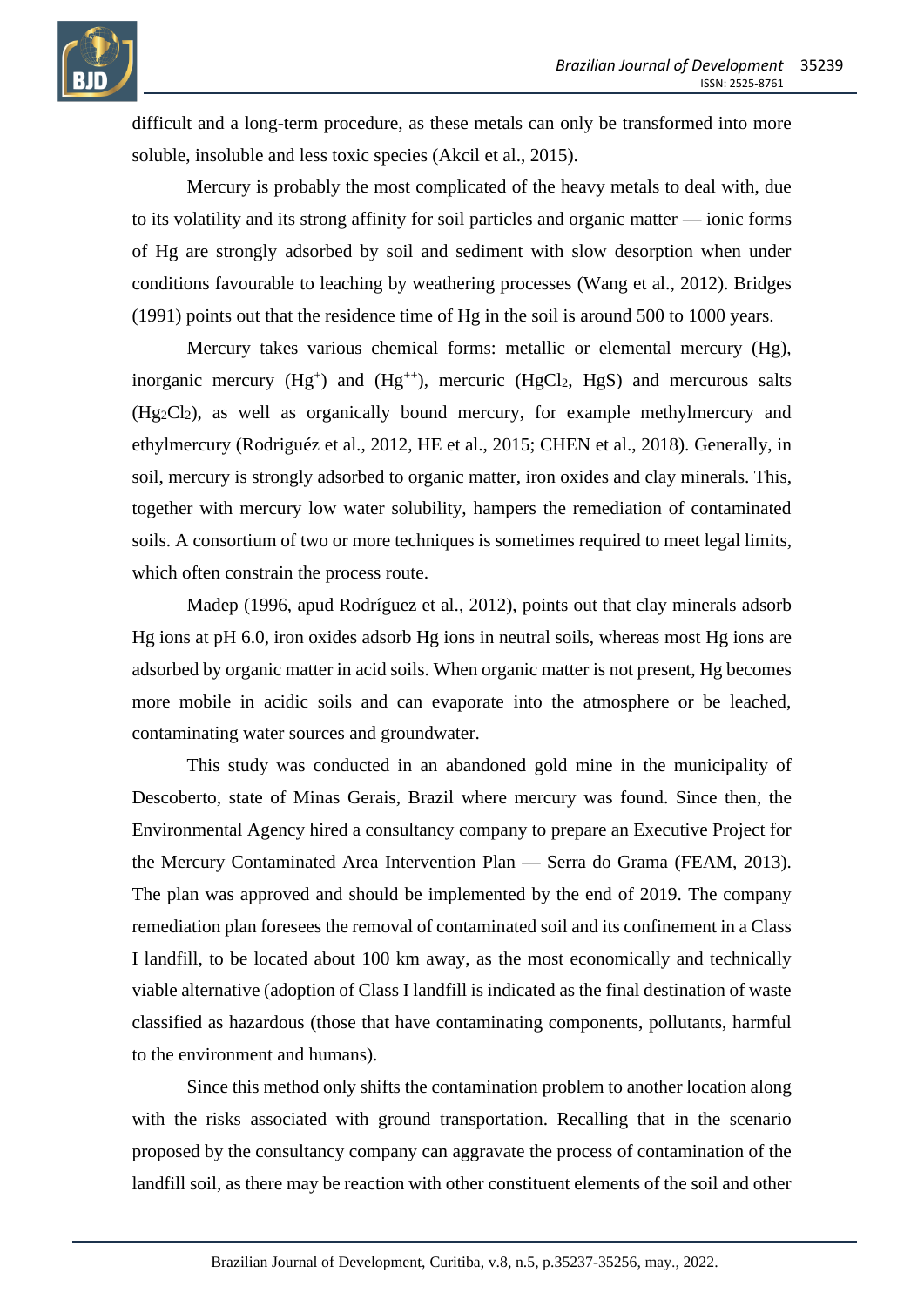difficult and a long-term procedure, as these metals can only be transformed into more soluble, insoluble and less toxic species (Akcil et al., 2015).

Mercury is probably the most complicated of the heavy metals to deal with, due to its volatility and its strong affinity for soil particles and organic matter — ionic forms of Hg are strongly adsorbed by soil and sediment with slow desorption when under conditions favourable to leaching by weathering processes (Wang et al., 2012). Bridges (1991) points out that the residence time of Hg in the soil is around 500 to 1000 years.

Mercury takes various chemical forms: metallic or elemental mercury (Hg), inorganic mercury ($Hg^{+}$) and ($Hg^{++}$), mercuric ($HgCl_2$, HgS) and mercurous salts ($Hg_2Cl_2$), as well as organically bound mercury, for example methylmercury and ethylmercury (Rodriguéz et al., 2012, HE et al., 2015; CHEN et al., 2018). Generally, in soil, mercury is strongly adsorbed to organic matter, iron oxides and clay minerals. This, together with mercury low water solubility, hampers the remediation of contaminated soils. A consortium of two or more techniques is sometimes required to meet legal limits, which often constrain the process route.

Madep (1996, apud Rodríguez et al., 2012), points out that clay minerals adsorb Hg ions at pH 6.0, iron oxides adsorb Hg ions in neutral soils, whereas most Hg ions are adsorbed by organic matter in acid soils. When organic matter is not present, Hg becomes more mobile in acidic soils and can evaporate into the atmosphere or be leached, contaminating water sources and groundwater.

This study was conducted in an abandoned gold mine in the municipality of Descoberto, state of Minas Gerais, Brazil where mercury was found. Since then, the Environmental Agency hired a consultancy company to prepare an Executive Project for the Mercury Contaminated Area Intervention Plan — Serra do Grama (FEAM, 2013). The plan was approved and should be implemented by the end of 2019. The company remediation plan foresees the removal of contaminated soil and its confinement in a Class I landfill, to be located about 100 km away, as the most economically and technically viable alternative (adoption of Class I landfill is indicated as the final destination of waste classified as hazardous (those that have contaminating components, pollutants, harmful to the environment and humans).

Since this method only shifts the contamination problem to another location along with the risks associated with ground transportation. Recalling that in the scenario proposed by the consultancy company can aggravate the process of contamination of the landfill soil, as there may be reaction with other constituent elements of the soil and other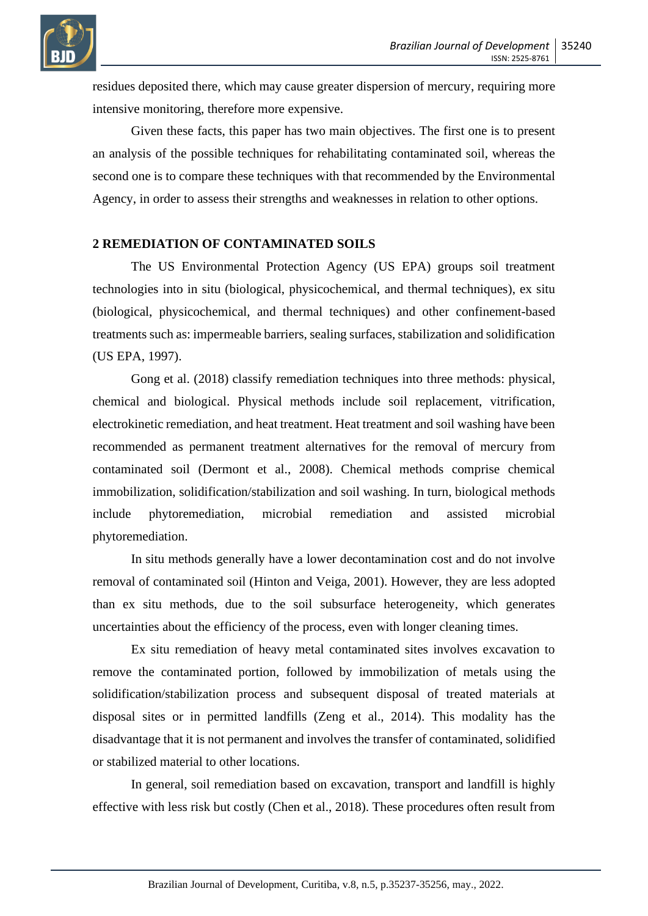residues deposited there, which may cause greater dispersion of mercury, requiring more intensive monitoring, therefore more expensive.

Given these facts, this paper has two main objectives. The first one is to present an analysis of the possible techniques for rehabilitating contaminated soil, whereas the second one is to compare these techniques with that recommended by the Environmental Agency, in order to assess their strengths and weaknesses in relation to other options.

## 2 REMEDIATION OF CONTAMINATED SOILS

The US Environmental Protection Agency (US EPA) groups soil treatment technologies into in situ (biological, physicochemical, and thermal techniques), ex situ (biological, physicochemical, and thermal techniques) and other confinement-based treatments such as: impermeable barriers, sealing surfaces, stabilization and solidification (US EPA, 1997).

Gong et al. (2018) classify remediation techniques into three methods: physical, chemical and biological. Physical methods include soil replacement, vitrification, electrokinetic remediation, and heat treatment. Heat treatment and soil washing have been recommended as permanent treatment alternatives for the removal of mercury from contaminated soil (Dermont et al., 2008). Chemical methods comprise chemical immobilization, solidification/stabilization and soil washing. In turn, biological methods include phytoremediation, microbial remediation and assisted microbial phytoremediation.

In situ methods generally have a lower decontamination cost and do not involve removal of contaminated soil (Hinton and Veiga, 2001). However, they are less adopted than ex situ methods, due to the soil subsurface heterogeneity, which generates uncertainties about the efficiency of the process, even with longer cleaning times.

Ex situ remediation of heavy metal contaminated sites involves excavation to remove the contaminated portion, followed by immobilization of metals using the solidification/stabilization process and subsequent disposal of treated materials at disposal sites or in permitted landfills (Zeng et al., 2014). This modality has the disadvantage that it is not permanent and involves the transfer of contaminated, solidified or stabilized material to other locations.

In general, soil remediation based on excavation, transport and landfill is highly effective with less risk but costly (Chen et al., 2018). These procedures often result from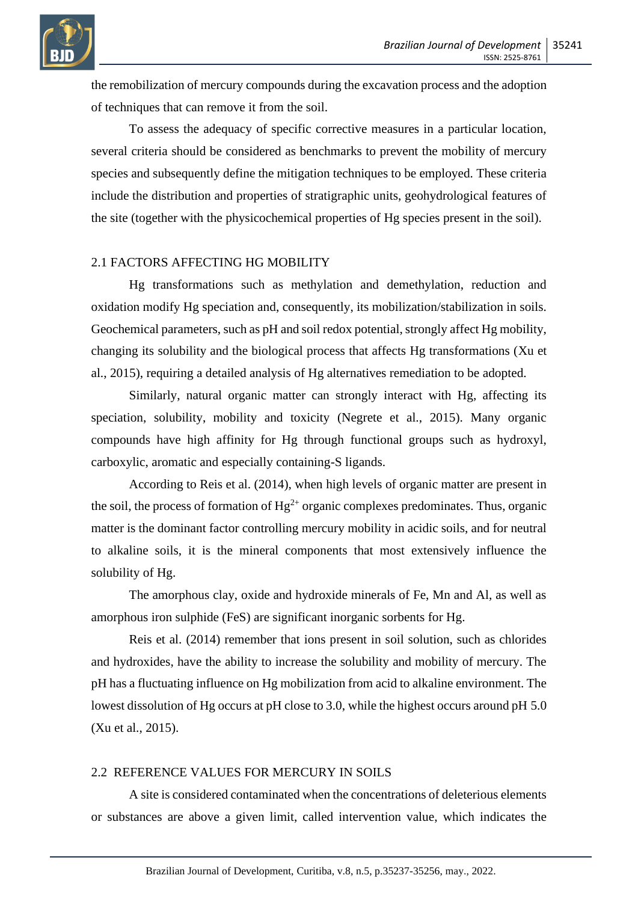the remobilization of mercury compounds during the excavation process and the adoption of techniques that can remove it from the soil.

To assess the adequacy of specific corrective measures in a particular location, several criteria should be considered as benchmarks to prevent the mobility of mercury species and subsequently define the mitigation techniques to be employed. These criteria include the distribution and properties of stratigraphic units, geohydrological features of the site (together with the physicochemical properties of Hg species present in the soil).

## 2.1 FACTORS AFFECTING HG MOBILITY

Hg transformations such as methylation and demethylation, reduction and oxidation modify Hg speciation and, consequently, its mobilization/stabilization in soils. Geochemical parameters, such as pH and soil redox potential, strongly affect Hg mobility, changing its solubility and the biological process that affects Hg transformations (Xu et al., 2015), requiring a detailed analysis of Hg alternatives remediation to be adopted.

Similarly, natural organic matter can strongly interact with Hg, affecting its speciation, solubility, mobility and toxicity (Negrete et al., 2015). Many organic compounds have high affinity for Hg through functional groups such as hydroxyl, carboxylic, aromatic and especially containing-S ligands.

According to Reis et al. (2014), when high levels of organic matter are present in the soil, the process of formation of $Hg^{2+}$ organic complexes predominates. Thus, organic matter is the dominant factor controlling mercury mobility in acidic soils, and for neutral to alkaline soils, it is the mineral components that most extensively influence the solubility of Hg.

The amorphous clay, oxide and hydroxide minerals of Fe, Mn and Al, as well as amorphous iron sulphide (FeS) are significant inorganic sorbents for Hg.

Reis et al. (2014) remember that ions present in soil solution, such as chlorides and hydroxides, have the ability to increase the solubility and mobility of mercury. The pH has a fluctuating influence on Hg mobilization from acid to alkaline environment. The lowest dissolution of Hg occurs at pH close to 3.0, while the highest occurs around pH 5.0 (Xu et al., 2015).

## 2.2 REFERENCE VALUES FOR MERCURY IN SOILS

A site is considered contaminated when the concentrations of deleterious elements or substances are above a given limit, called intervention value, which indicates the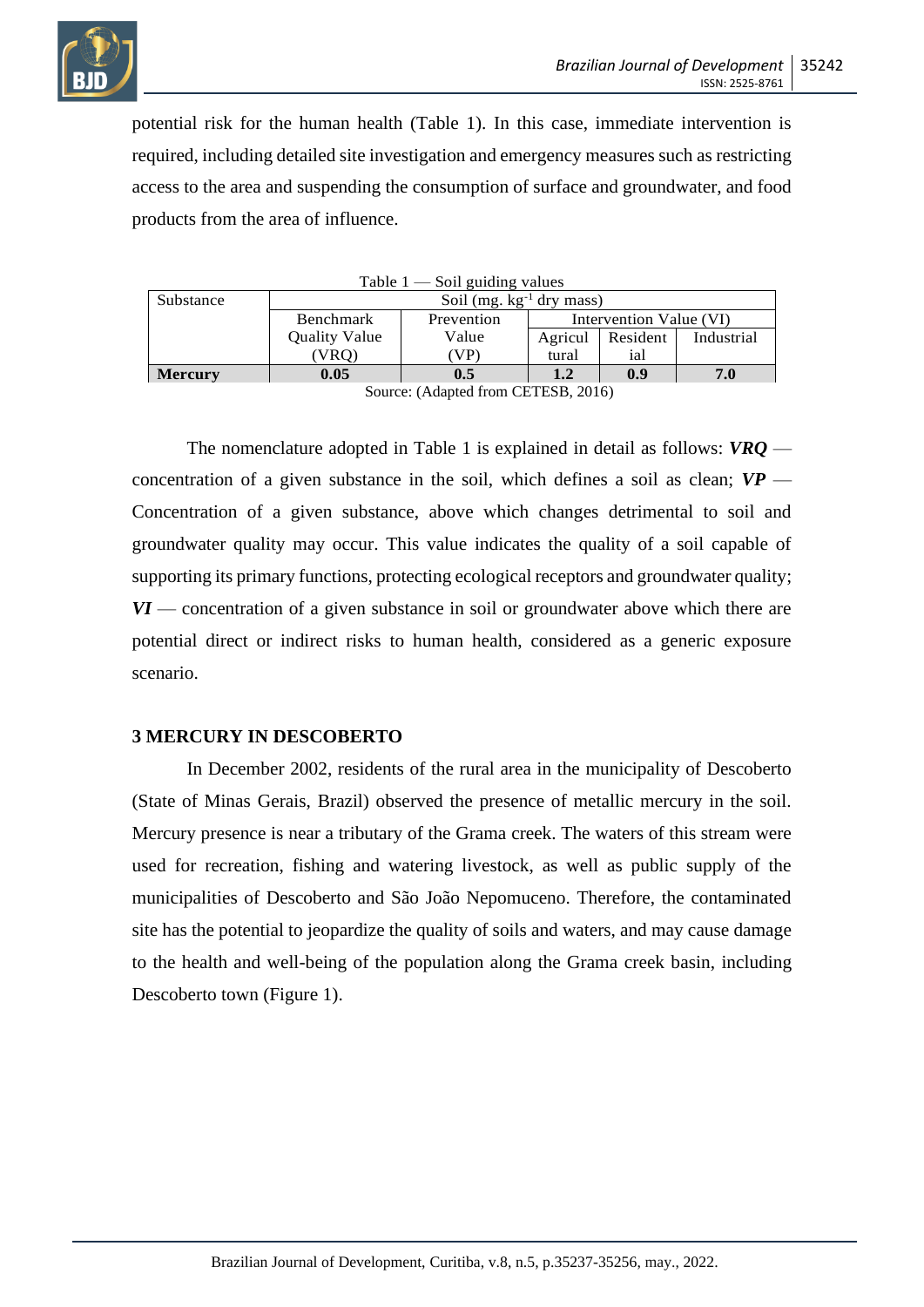potential risk for the human health (Table 1). In this case, immediate intervention is required, including detailed site investigation and emergency measures such as restricting access to the area and suspending the consumption of surface and groundwater, and food products from the area of influence.

Table 1 — Soil guiding values

| Substance | Soil (mg. kg$^{-1}$ dry mass) | | | | |
|---|---|---|---|---|---|
| | Benchmark Quality Value (VRQ) | Prevention Value (VP) | Intervention Value (VI) | | |
| | | | Agricultural | Residential | Industrial |
| **Mercury** | **0.05** | **0.5** | **1.2** | **0.9** | **7.0** |

Source: (Adapted from CETESB, 2016)

The nomenclature adopted in Table 1 is explained in detail as follows: ***VRQ*** — concentration of a given substance in the soil, which defines a soil as clean; ***VP*** — Concentration of a given substance, above which changes detrimental to soil and groundwater quality may occur. This value indicates the quality of a soil capable of supporting its primary functions, protecting ecological receptors and groundwater quality; ***VI*** — concentration of a given substance in soil or groundwater above which there are potential direct or indirect risks to human health, considered as a generic exposure scenario.

## 3 MERCURY IN DESCOBERTO

In December 2002, residents of the rural area in the municipality of Descoberto (State of Minas Gerais, Brazil) observed the presence of metallic mercury in the soil. Mercury presence is near a tributary of the Grama creek. The waters of this stream were used for recreation, fishing and watering livestock, as well as public supply of the municipalities of Descoberto and São João Nepomuceno. Therefore, the contaminated site has the potential to jeopardize the quality of soils and waters, and may cause damage to the health and well-being of the population along the Grama creek basin, including Descoberto town (Figure 1).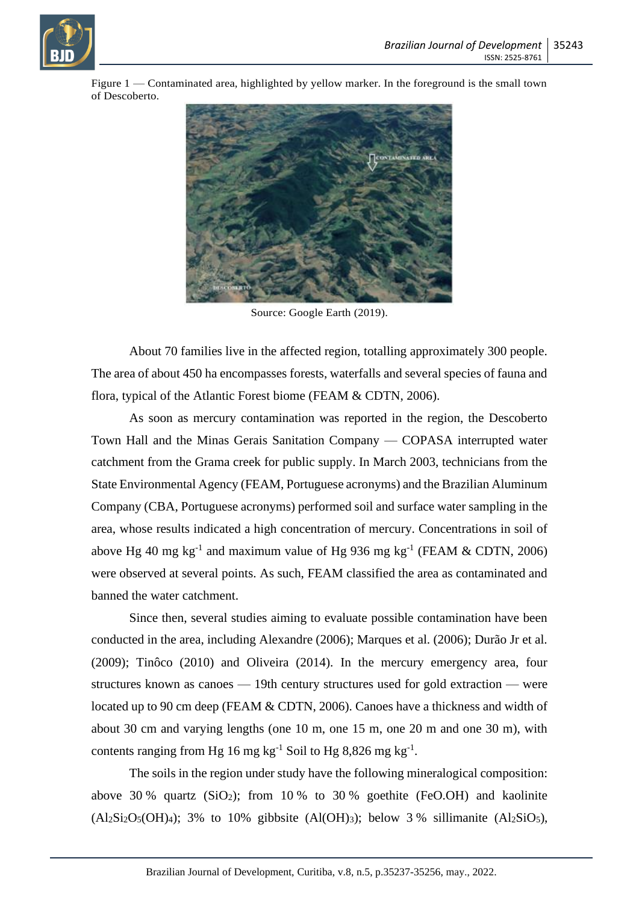Figure 1 — Contaminated area, highlighted by yellow marker. In the foreground is the small town of Descoberto.

Source: Google Earth (2019).

About 70 families live in the affected region, totalling approximately 300 people. The area of about 450 ha encompasses forests, waterfalls and several species of fauna and flora, typical of the Atlantic Forest biome (FEAM & CDTN, 2006).

As soon as mercury contamination was reported in the region, the Descoberto Town Hall and the Minas Gerais Sanitation Company — COPASA interrupted water catchment from the Grama creek for public supply. In March 2003, technicians from the State Environmental Agency (FEAM, Portuguese acronyms) and the Brazilian Aluminum Company (CBA, Portuguese acronyms) performed soil and surface water sampling in the area, whose results indicated a high concentration of mercury. Concentrations in soil of above Hg 40 mg $kg^{-1}$ and maximum value of Hg 936 mg $kg^{-1}$ (FEAM & CDTN, 2006) were observed at several points. As such, FEAM classified the area as contaminated and banned the water catchment.

Since then, several studies aiming to evaluate possible contamination have been conducted in the area, including Alexandre (2006); Marques et al. (2006); Durão Jr et al. (2009); Tinôco (2010) and Oliveira (2014). In the mercury emergency area, four structures known as canoes — 19th century structures used for gold extraction — were located up to 90 cm deep (FEAM & CDTN, 2006). Canoes have a thickness and width of about 30 cm and varying lengths (one 10 m, one 15 m, one 20 m and one 30 m), with contents ranging from Hg 16 mg $kg^{-1}$ Soil to Hg 8,826 mg $kg^{-1}$.

The soils in the region under study have the following mineralogical composition: above 30 % quartz ($SiO_2$); from 10 % to 30 % goethite ($FeO.OH$) and kaolinite ($Al_2Si_2O_5(OH)_4$); 3% to 10% gibbsite ($Al(OH)_3$); below 3 % sillimanite ($Al_2SiO_5$),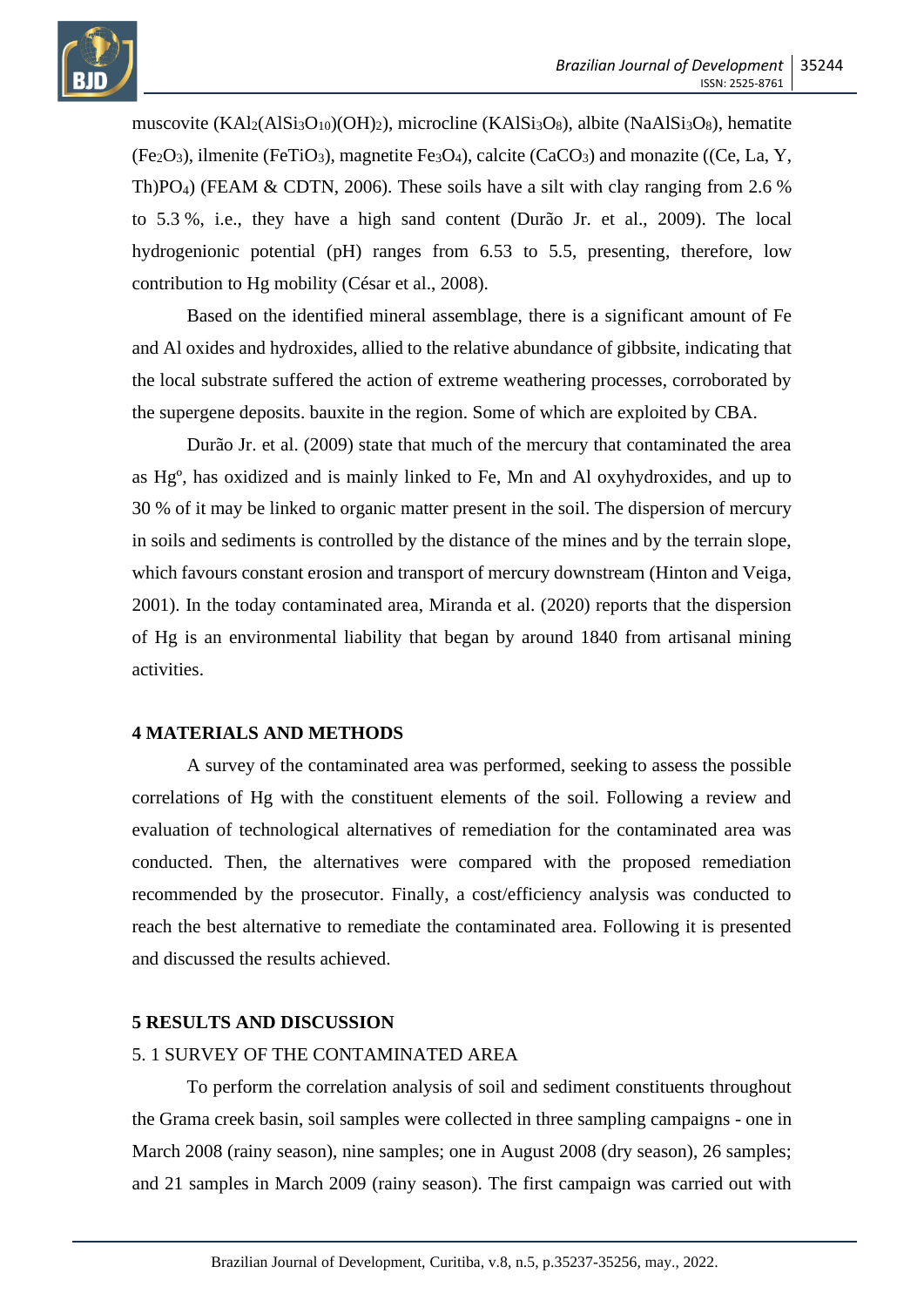muscovite ($KAl_2(AlSi_3O_{10})(OH)_2$), microcline ($KAlSi_3O_8$), albite ($NaAlSi_3O_8$), hematite ($Fe_2O_3$), ilmenite ($FeTiO_3$), magnetite $Fe_3O_4$), calcite ($CaCO_3$) and monazite (($Ce, La, Y, Th)PO_4$) (FEAM & CDTN, 2006). These soils have a silt with clay ranging from 2.6 % to 5.3 %, i.e., they have a high sand content (Durão Jr. et al., 2009). The local hydrogenionic potential (pH) ranges from 6.53 to 5.5, presenting, therefore, low contribution to Hg mobility (César et al., 2008).

Based on the identified mineral assemblage, there is a significant amount of Fe and Al oxides and hydroxides, allied to the relative abundance of gibbsite, indicating that the local substrate suffered the action of extreme weathering processes, corroborated by the supergene deposits. bauxite in the region. Some of which are exploited by CBA.

Durão Jr. et al. (2009) state that much of the mercury that contaminated the area as $Hg^o$, has oxidized and is mainly linked to Fe, Mn and Al oxyhydroxides, and up to 30 % of it may be linked to organic matter present in the soil. The dispersion of mercury in soils and sediments is controlled by the distance of the mines and by the terrain slope, which favours constant erosion and transport of mercury downstream (Hinton and Veiga, 2001). In the today contaminated area, Miranda et al. (2020) reports that the dispersion of Hg is an environmental liability that began by around 1840 from artisanal mining activities.

## 4 MATERIALS AND METHODS

A survey of the contaminated area was performed, seeking to assess the possible correlations of Hg with the constituent elements of the soil. Following a review and evaluation of technological alternatives of remediation for the contaminated area was conducted. Then, the alternatives were compared with the proposed remediation recommended by the prosecutor. Finally, a cost/efficiency analysis was conducted to reach the best alternative to remediate the contaminated area. Following it is presented and discussed the results achieved.

## 5 RESULTS AND DISCUSSION

### 5. 1 SURVEY OF THE CONTAMINATED AREA

To perform the correlation analysis of soil and sediment constituents throughout the Grama creek basin, soil samples were collected in three sampling campaigns - one in March 2008 (rainy season), nine samples; one in August 2008 (dry season), 26 samples; and 21 samples in March 2009 (rainy season). The first campaign was carried out with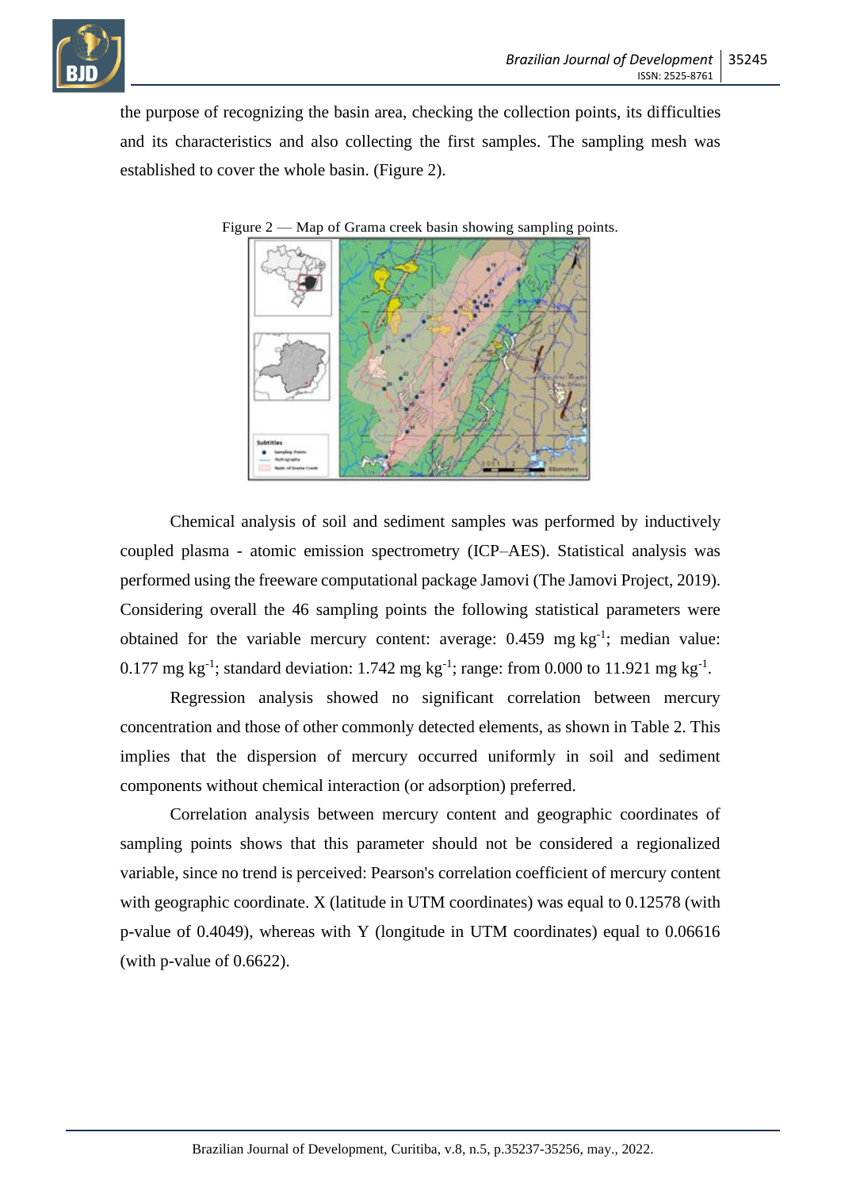the purpose of recognizing the basin area, checking the collection points, its difficulties and its characteristics and also collecting the first samples. The sampling mesh was established to cover the whole basin. (Figure 2).

Figure 2 — Map of Grama creek basin showing sampling points.

Chemical analysis of soil and sediment samples was performed by inductively coupled plasma - atomic emission spectrometry (ICP–AES). Statistical analysis was performed using the freeware computational package Jamovi (The Jamovi Project, 2019). Considering overall the 46 sampling points the following statistical parameters were obtained for the variable mercury content: average: 0.459 mg $kg^{-1}$; median value: 0.177 mg $kg^{-1}$; standard deviation: 1.742 mg $kg^{-1}$; range: from 0.000 to 11.921 mg $kg^{-1}$.

Regression analysis showed no significant correlation between mercury concentration and those of other commonly detected elements, as shown in Table 2. This implies that the dispersion of mercury occurred uniformly in soil and sediment components without chemical interaction (or adsorption) preferred.

Correlation analysis between mercury content and geographic coordinates of sampling points shows that this parameter should not be considered a regionalized variable, since no trend is perceived: Pearson's correlation coefficient of mercury content with geographic coordinate. X (latitude in UTM coordinates) was equal to 0.12578 (with p-value of 0.4049), whereas with Y (longitude in UTM coordinates) equal to 0.06616 (with p-value of 0.6622).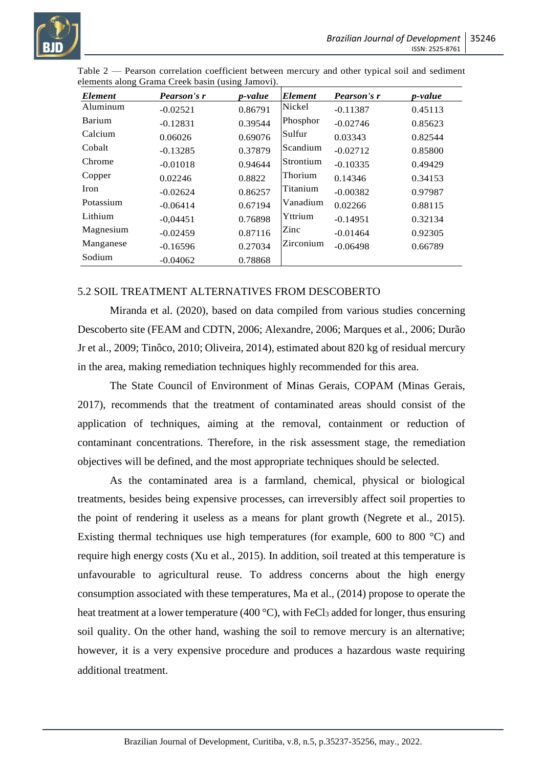Table 2 — Pearson correlation coefficient between mercury and other typical soil and sediment elements along Grama Creek basin (using Jamovi).

| *Element* | *Pearson's r* | *p-value* | *Element* | *Pearson's r* | *p-value* |
|---|---|---|---|---|---|
| Aluminum | -0.02521 | 0.86791 | Nickel | -0.11387 | 0.45113 |
| Barium | -0.12831 | 0.39544 | Phosphor | -0.02746 | 0.85623 |
| Calcium | 0.06026 | 0.69076 | Sulfur | 0.03343 | 0.82544 |
| Cobalt | -0.13285 | 0.37879 | Scandium | -0.02712 | 0.85800 |
| Chrome | -0.01018 | 0.94644 | Strontium | -0.10335 | 0.49429 |
| Copper | 0.02246 | 0.8822 | Thorium | 0.14346 | 0.34153 |
| Iron | -0.02624 | 0.86257 | Titanium | -0.00382 | 0.97987 |
| Potassium | -0.06414 | 0.67194 | Vanadium | 0.02266 | 0.88115 |
| Lithium | -0,04451 | 0.76898 | Yttrium | -0.14951 | 0.32134 |
| Magnesium | -0.02459 | 0.87116 | Zinc | -0.01464 | 0.92305 |
| Manganese | -0.16596 | 0.27034 | Zirconium | -0.06498 | 0.66789 |
| Sodium | -0.04062 | 0.78868 | | | |

## 5.2 SOIL TREATMENT ALTERNATIVES FROM DESCOBERTO

Miranda et al. (2020), based on data compiled from various studies concerning Descoberto site (FEAM and CDTN, 2006; Alexandre, 2006; Marques et al., 2006; Durão Jr et al., 2009; Tinôco, 2010; Oliveira, 2014), estimated about 820 kg of residual mercury in the area, making remediation techniques highly recommended for this area.

The State Council of Environment of Minas Gerais, COPAM (Minas Gerais, 2017), recommends that the treatment of contaminated areas should consist of the application of techniques, aiming at the removal, containment or reduction of contaminant concentrations. Therefore, in the risk assessment stage, the remediation objectives will be defined, and the most appropriate techniques should be selected.

As the contaminated area is a farmland, chemical, physical or biological treatments, besides being expensive processes, can irreversibly affect soil properties to the point of rendering it useless as a means for plant growth (Negrete et al., 2015). Existing thermal techniques use high temperatures (for example, 600 to 800 °C) and require high energy costs (Xu et al., 2015). In addition, soil treated at this temperature is unfavourable to agricultural reuse. To address concerns about the high energy consumption associated with these temperatures, Ma et al., (2014) propose to operate the heat treatment at a lower temperature (400 °C), with $FeCl_3$ added for longer, thus ensuring soil quality. On the other hand, washing the soil to remove mercury is an alternative; however, it is a very expensive procedure and produces a hazardous waste requiring additional treatment.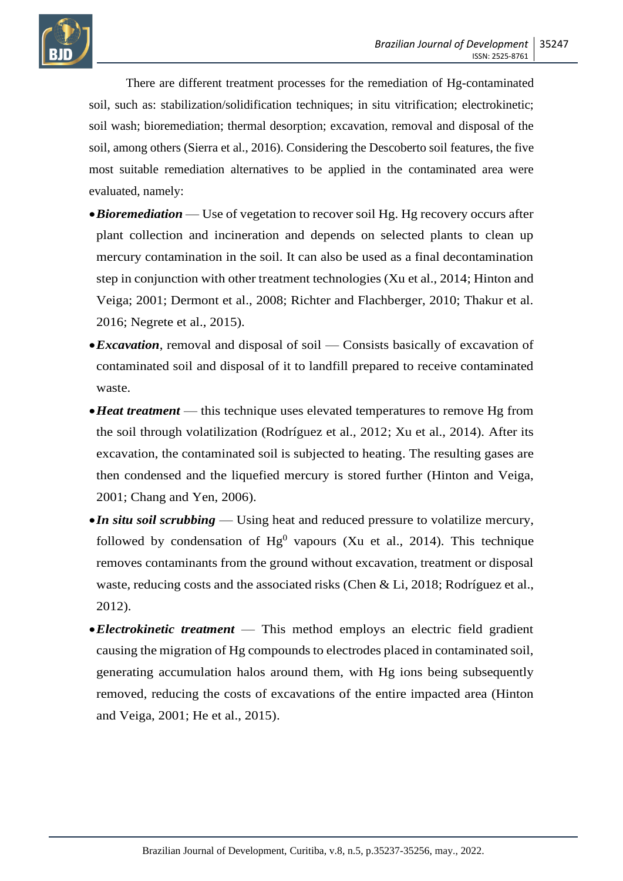There are different treatment processes for the remediation of Hg-contaminated soil, such as: stabilization/solidification techniques; in situ vitrification; electrokinetic; soil wash; bioremediation; thermal desorption; excavation, removal and disposal of the soil, among others (Sierra et al., 2016). Considering the Descoberto soil features, the five most suitable remediation alternatives to be applied in the contaminated area were evaluated, namely:

- ***Bioremediation*** — Use of vegetation to recover soil Hg. Hg recovery occurs after plant collection and incineration and depends on selected plants to clean up mercury contamination in the soil. It can also be used as a final decontamination step in conjunction with other treatment technologies (Xu et al., 2014; Hinton and Veiga; 2001; Dermont et al., 2008; Richter and Flachberger, 2010; Thakur et al. 2016; Negrete et al., 2015).
- ***Excavation***, removal and disposal of soil — Consists basically of excavation of contaminated soil and disposal of it to landfill prepared to receive contaminated waste.
- ***Heat treatment*** — this technique uses elevated temperatures to remove Hg from the soil through volatilization (Rodríguez et al., 2012; Xu et al., 2014). After its excavation, the contaminated soil is subjected to heating. The resulting gases are then condensed and the liquefied mercury is stored further (Hinton and Veiga, 2001; Chang and Yen, 2006).
- ***In situ soil scrubbing*** — Using heat and reduced pressure to volatilize mercury, followed by condensation of $Hg^0$ vapours (Xu et al., 2014). This technique removes contaminants from the ground without excavation, treatment or disposal waste, reducing costs and the associated risks (Chen & Li, 2018; Rodríguez et al., 2012).
- ***Electrokinetic treatment*** — This method employs an electric field gradient causing the migration of Hg compounds to electrodes placed in contaminated soil, generating accumulation halos around them, with Hg ions being subsequently removed, reducing the costs of excavations of the entire impacted area (Hinton and Veiga, 2001; He et al., 2015).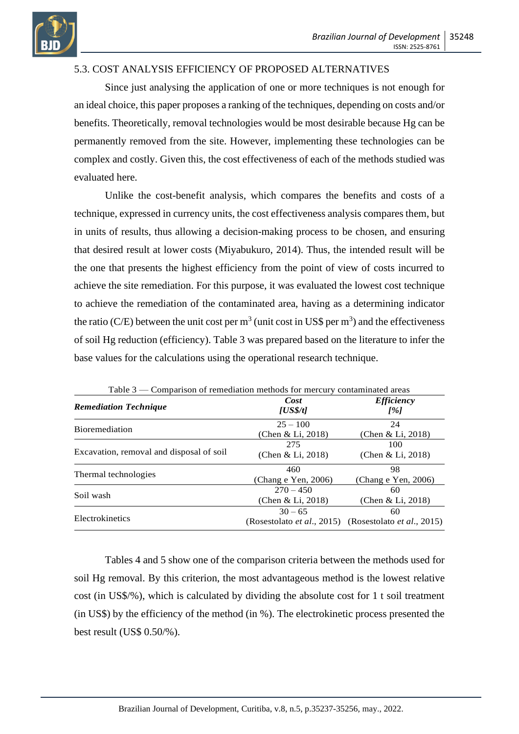### 5.3. COST ANALYSIS EFFICIENCY OF PROPOSED ALTERNATIVES

Since just analysing the application of one or more techniques is not enough for an ideal choice, this paper proposes a ranking of the techniques, depending on costs and/or benefits. Theoretically, removal technologies would be most desirable because Hg can be permanently removed from the site. However, implementing these technologies can be complex and costly. Given this, the cost effectiveness of each of the methods studied was evaluated here.

Unlike the cost-benefit analysis, which compares the benefits and costs of a technique, expressed in currency units, the cost effectiveness analysis compares them, but in units of results, thus allowing a decision-making process to be chosen, and ensuring that desired result at lower costs (Miyabukuro, 2014). Thus, the intended result will be the one that presents the highest efficiency from the point of view of costs incurred to achieve the site remediation. For this purpose, it was evaluated the lowest cost technique to achieve the remediation of the contaminated area, having as a determining indicator the ratio (C/E) between the unit cost per $m^3$ (unit cost in US\$ per $m^3$) and the effectiveness of soil Hg reduction (efficiency). Table 3 was prepared based on the literature to infer the base values for the calculations using the operational research technique.

Table 3 — Comparison of remediation methods for mercury contaminated areas

| ***Remediation Technique*** | ***Cost [US\$/t]*** | ***Efficiency [%]*** |
|---|---|---|
| Bioremediation | 25 – 100 (Chen & Li, 2018) | 24 (Chen & Li, 2018) |
| Excavation, removal and disposal of soil | 275 (Chen & Li, 2018) | 100 (Chen & Li, 2018) |
| Thermal technologies | 460 (Chang e Yen, 2006) | 98 (Chang e Yen, 2006) |
| Soil wash | 270 – 450 (Chen & Li, 2018) | 60 (Chen & Li, 2018) |
| Electrokinetics | 30 – 65 (Rosestolato *et al*., 2015) | 60 (Rosestolato *et al*., 2015) |

Tables 4 and 5 show one of the comparison criteria between the methods used for soil Hg removal. By this criterion, the most advantageous method is the lowest relative cost (in US\$/%), which is calculated by dividing the absolute cost for 1 t soil treatment (in US\$) by the efficiency of the method (in %). The electrokinetic process presented the best result (US\$ 0.50/%).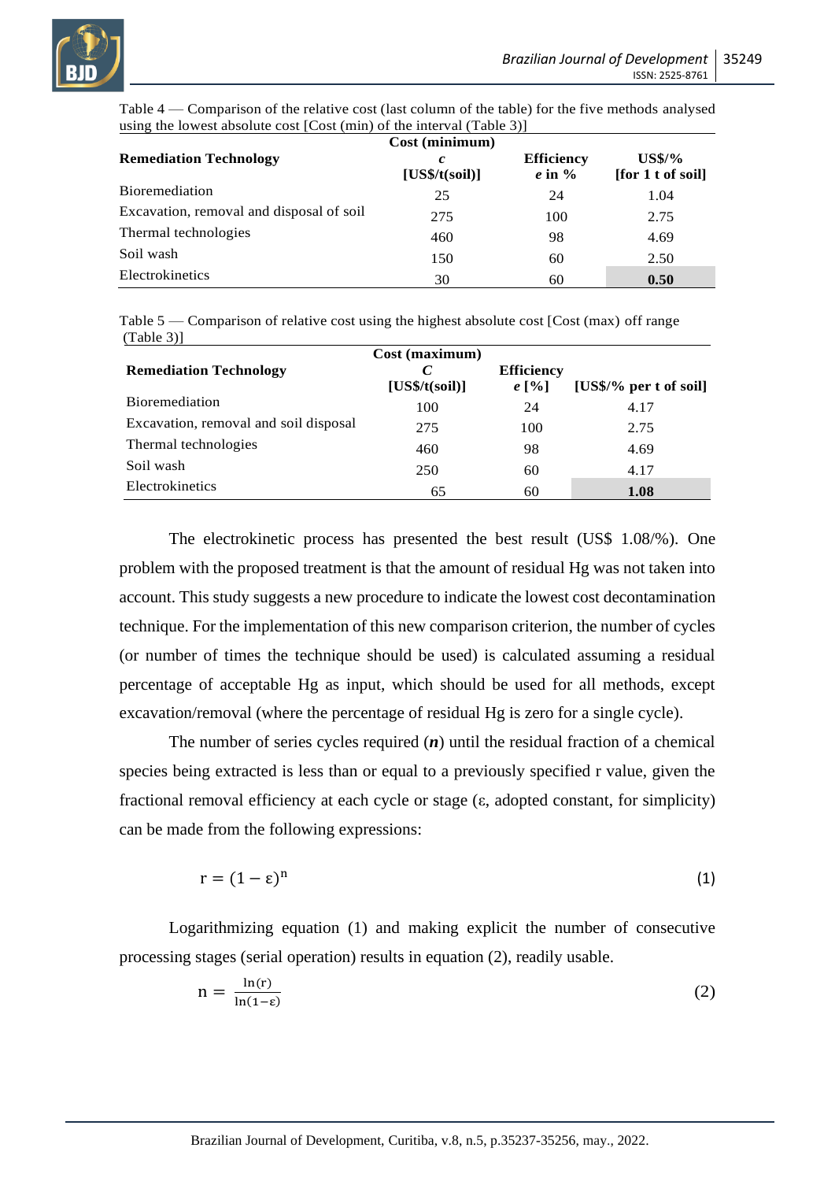Table 4 — Comparison of the relative cost (last column of the table) for the five methods analysed using the lowest absolute cost [Cost (min) of the interval (Table 3)]

| Remediation Technology | Cost (minimum) *c* [US$/t(soil)] | Efficiency *e* in % | US$/% [for 1 t of soil] |
|---|---|---|---|
| Bioremediation | 25 | 24 | 1.04 |
| Excavation, removal and disposal of soil | 275 | 100 | 2.75 |
| Thermal technologies | 460 | 98 | 4.69 |
| Soil wash | 150 | 60 | 2.50 |
| Electrokinetics | 30 | 60 | **0.50** |

Table 5 — Comparison of relative cost using the highest absolute cost [Cost (max) off range (Table 3)]

| Remediation Technology | Cost (maximum) *C* [US$/t(soil)] | Efficiency *e* [%] | [US$/% per t of soil] |
|---|---|---|---|
| Bioremediation | 100 | 24 | 4.17 |
| Excavation, removal and soil disposal | 275 | 100 | 2.75 |
| Thermal technologies | 460 | 98 | 4.69 |
| Soil wash | 250 | 60 | 4.17 |
| Electrokinetics | 65 | 60 | **1.08** |

The electrokinetic process has presented the best result (US$ 1.08/%). One problem with the proposed treatment is that the amount of residual Hg was not taken into account. This study suggests a new procedure to indicate the lowest cost decontamination technique. For the implementation of this new comparison criterion, the number of cycles (or number of times the technique should be used) is calculated assuming a residual percentage of acceptable Hg as input, which should be used for all methods, except excavation/removal (where the percentage of residual Hg is zero for a single cycle).

The number of series cycles required (***n***) until the residual fraction of a chemical species being extracted is less than or equal to a previously specified r value, given the fractional removal efficiency at each cycle or stage (ε, adopted constant, for simplicity) can be made from the following expressions:

$$r = (1 - \varepsilon)^n \tag{1}$$

Logarithmizing equation (1) and making explicit the number of consecutive processing stages (serial operation) results in equation (2), readily usable.

$$n = \frac{\ln(r)}{\ln(1-\varepsilon)} \tag{2}$$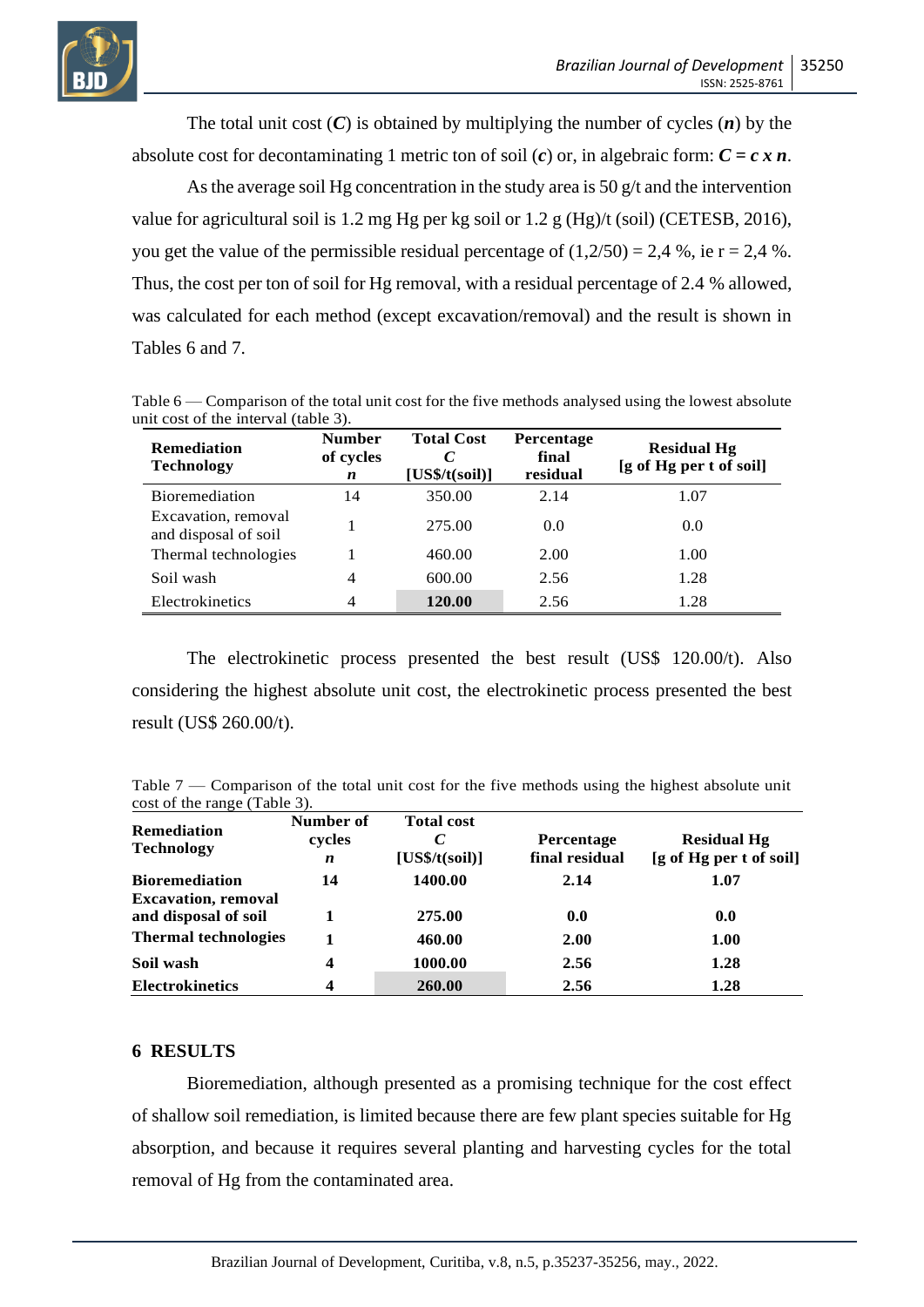The total unit cost (***C***) is obtained by multiplying the number of cycles (***n***) by the absolute cost for decontaminating 1 metric ton of soil (***c***) or, in algebraic form: $C = c \times n$.

As the average soil Hg concentration in the study area is 50 g/t and the intervention value for agricultural soil is 1.2 mg Hg per kg soil or 1.2 g (Hg)/t (soil) (CETESB, 2016), you get the value of the permissible residual percentage of (1,2/50) = 2,4 %, ie r = 2,4 %. Thus, the cost per ton of soil for Hg removal, with a residual percentage of 2.4 % allowed, was calculated for each method (except excavation/removal) and the result is shown in Tables 6 and 7.

Table 6 — Comparison of the total unit cost for the five methods analysed using the lowest absolute unit cost of the interval (table 3).

| **Remediation Technology** | **Number of cycles** ***n*** | **Total Cost** ***C*** **[US$/t(soil)]** | **Percentage final residual** | **Residual Hg [g of Hg per t of soil]** |
|---|---|---|---|---|
| Bioremediation | 14 | 350.00 | 2.14 | 1.07 |
| Excavation, removal and disposal of soil | 1 | 275.00 | 0.0 | 0.0 |
| Thermal technologies | 1 | 460.00 | 2.00 | 1.00 |
| Soil wash | 4 | 600.00 | 2.56 | 1.28 |
| Electrokinetics | 4 | **120.00** | 2.56 | 1.28 |

The electrokinetic process presented the best result (US$ 120.00/t). Also considering the highest absolute unit cost, the electrokinetic process presented the best result (US$ 260.00/t).

Table 7 — Comparison of the total unit cost for the five methods using the highest absolute unit cost of the range (Table 3).

| **Remediation Technology** | **Number of cycles** ***n*** | **Total cost** ***C*** **[US$/t(soil)]** | **Percentage final residual** | **Residual Hg [g of Hg per t of soil]** |
|---|---|---|---|---|
| **Bioremediation** | **14** | **1400.00** | **2.14** | **1.07** |
| **Excavation, removal and disposal of soil** | **1** | **275.00** | **0.0** | **0.0** |
| **Thermal technologies** | **1** | **460.00** | **2.00** | **1.00** |
| **Soil wash** | **4** | **1000.00** | **2.56** | **1.28** |
| **Electrokinetics** | **4** | **260.00** | **2.56** | **1.28** |

## 6 RESULTS

Bioremediation, although presented as a promising technique for the cost effect of shallow soil remediation, is limited because there are few plant species suitable for Hg absorption, and because it requires several planting and harvesting cycles for the total removal of Hg from the contaminated area.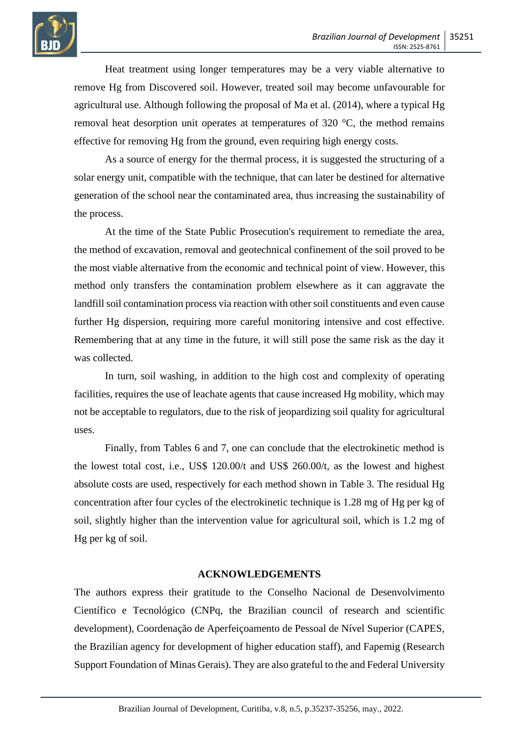Heat treatment using longer temperatures may be a very viable alternative to remove Hg from Discovered soil. However, treated soil may become unfavourable for agricultural use. Although following the proposal of Ma et al. (2014), where a typical Hg removal heat desorption unit operates at temperatures of 320 °C, the method remains effective for removing Hg from the ground, even requiring high energy costs.

As a source of energy for the thermal process, it is suggested the structuring of a solar energy unit, compatible with the technique, that can later be destined for alternative generation of the school near the contaminated area, thus increasing the sustainability of the process.

At the time of the State Public Prosecution's requirement to remediate the area, the method of excavation, removal and geotechnical confinement of the soil proved to be the most viable alternative from the economic and technical point of view. However, this method only transfers the contamination problem elsewhere as it can aggravate the landfill soil contamination process via reaction with other soil constituents and even cause further Hg dispersion, requiring more careful monitoring intensive and cost effective. Remembering that at any time in the future, it will still pose the same risk as the day it was collected.

In turn, soil washing, in addition to the high cost and complexity of operating facilities, requires the use of leachate agents that cause increased Hg mobility, which may not be acceptable to regulators, due to the risk of jeopardizing soil quality for agricultural uses.

Finally, from Tables 6 and 7, one can conclude that the electrokinetic method is the lowest total cost, i.e., US$ 120.00/t and US$ 260.00/t, as the lowest and highest absolute costs are used, respectively for each method shown in Table 3. The residual Hg concentration after four cycles of the electrokinetic technique is 1.28 mg of Hg per kg of soil, slightly higher than the intervention value for agricultural soil, which is 1.2 mg of Hg per kg of soil.

## ACKNOWLEDGEMENTS

The authors express their gratitude to the Conselho Nacional de Desenvolvimento Científico e Tecnológico (CNPq, the Brazilian council of research and scientific development), Coordenação de Aperfeiçoamento de Pessoal de Nível Superior (CAPES, the Brazilian agency for development of higher education staff), and Fapemig (Research Support Foundation of Minas Gerais). They are also grateful to the and Federal University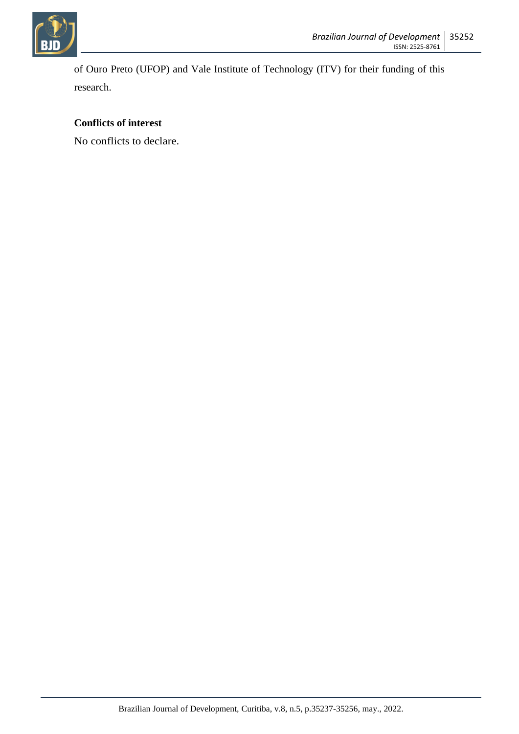of Ouro Preto (UFOP) and Vale Institute of Technology (ITV) for their funding of this research.

**Conflicts of interest**

No conflicts to declare.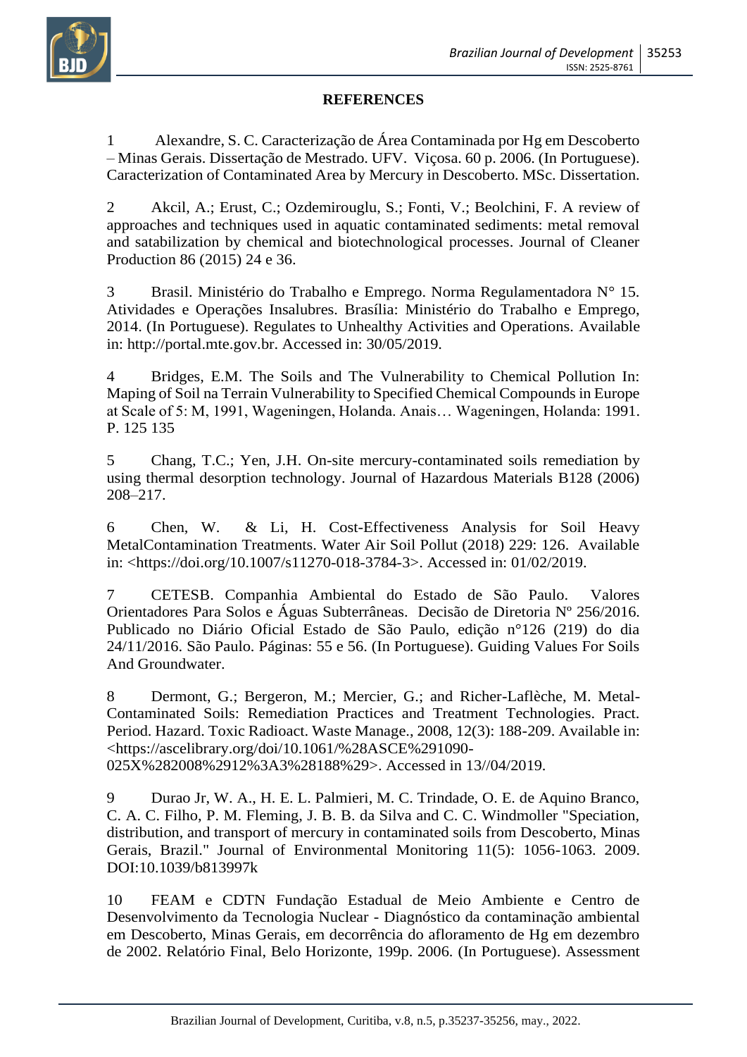## REFERENCES

1 Alexandre, S. C. Caracterização de Área Contaminada por Hg em Descoberto – Minas Gerais. Dissertação de Mestrado. UFV. Viçosa. 60 p. 2006. (In Portuguese). Caracterization of Contaminated Area by Mercury in Descoberto. MSc. Dissertation.

2 Akcil, A.; Erust, C.; Ozdemirouglu, S.; Fonti, V.; Beolchini, F. A review of approaches and techniques used in aquatic contaminated sediments: metal removal and satabilization by chemical and biotechnological processes. Journal of Cleaner Production 86 (2015) 24 e 36.

3 Brasil. Ministério do Trabalho e Emprego. Norma Regulamentadora N° 15. Atividades e Operações Insalubres. Brasília: Ministério do Trabalho e Emprego, 2014. (In Portuguese). Regulates to Unhealthy Activities and Operations. Available in: http://portal.mte.gov.br. Accessed in: 30/05/2019.

4 Bridges, E.M. The Soils and The Vulnerability to Chemical Pollution In: Maping of Soil na Terrain Vulnerability to Specified Chemical Compounds in Europe at Scale of 5: M, 1991, Wageningen, Holanda. Anais… Wageningen, Holanda: 1991. P. 125 135

5 Chang, T.C.; Yen, J.H. On-site mercury-contaminated soils remediation by using thermal desorption technology. Journal of Hazardous Materials B128 (2006) 208–217.

6 Chen, W. & Li, H. Cost-Effectiveness Analysis for Soil Heavy MetalContamination Treatments. Water Air Soil Pollut (2018) 229: 126. Available in: <https://doi.org/10.1007/s11270-018-3784-3>. Accessed in: 01/02/2019.

7 CETESB. Companhia Ambiental do Estado de São Paulo. Valores Orientadores Para Solos e Águas Subterrâneas. Decisão de Diretoria Nº 256/2016. Publicado no Diário Oficial Estado de São Paulo, edição n°126 (219) do dia 24/11/2016. São Paulo. Páginas: 55 e 56. (In Portuguese). Guiding Values For Soils And Groundwater.

8 Dermont, G.; Bergeron, M.; Mercier, G.; and Richer-Laflèche, M. Metal-Contaminated Soils: Remediation Practices and Treatment Technologies. Pract. Period. Hazard. Toxic Radioact. Waste Manage., 2008, 12(3): 188-209. Available in: <https://ascelibrary.org/doi/10.1061/%28ASCE%291090-025X%282008%2912%3A3%28188%29>. Accessed in 13//04/2019.

9 Durao Jr, W. A., H. E. L. Palmieri, M. C. Trindade, O. E. de Aquino Branco, C. A. C. Filho, P. M. Fleming, J. B. B. da Silva and C. C. Windmoller "Speciation, distribution, and transport of mercury in contaminated soils from Descoberto, Minas Gerais, Brazil." Journal of Environmental Monitoring 11(5): 1056-1063. 2009. DOI:10.1039/b813997k

10 FEAM e CDTN Fundação Estadual de Meio Ambiente e Centro de Desenvolvimento da Tecnologia Nuclear - Diagnóstico da contaminação ambiental em Descoberto, Minas Gerais, em decorrência do afloramento de Hg em dezembro de 2002. Relatório Final, Belo Horizonte, 199p. 2006. (In Portuguese). Assessment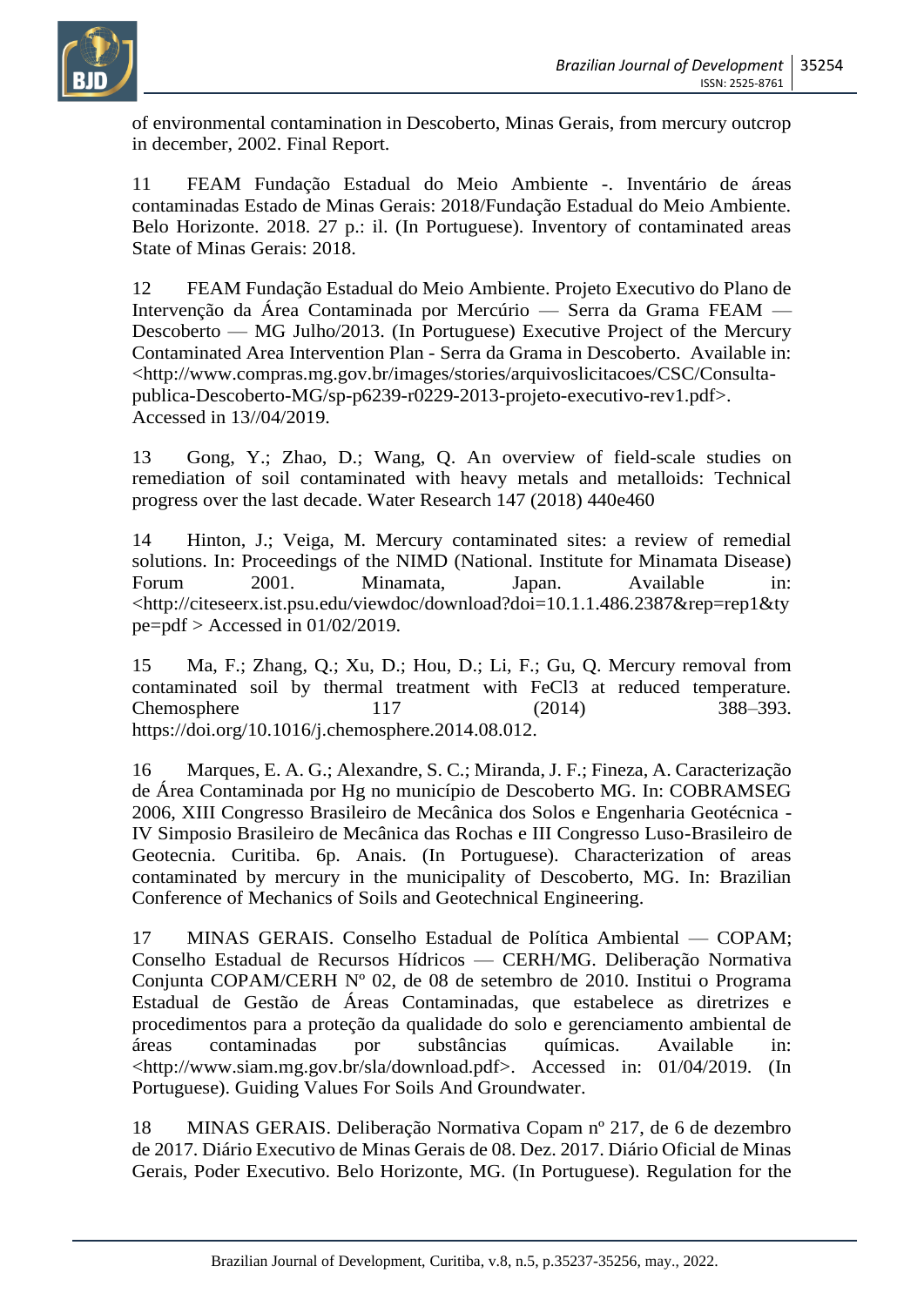of environmental contamination in Descoberto, Minas Gerais, from mercury outcrop in december, 2002. Final Report.

11 FEAM Fundação Estadual do Meio Ambiente -. Inventário de áreas contaminadas Estado de Minas Gerais: 2018/Fundação Estadual do Meio Ambiente. Belo Horizonte. 2018. 27 p.: il. (In Portuguese). Inventory of contaminated areas State of Minas Gerais: 2018.

12 FEAM Fundação Estadual do Meio Ambiente. Projeto Executivo do Plano de Intervenção da Área Contaminada por Mercúrio — Serra da Grama FEAM — Descoberto — MG Julho/2013. (In Portuguese) Executive Project of the Mercury Contaminated Area Intervention Plan - Serra da Grama in Descoberto. Available in: <http://www.compras.mg.gov.br/images/stories/arquivoslicitacoes/CSC/Consulta-publica-Descoberto-MG/sp-p6239-r0229-2013-projeto-executivo-rev1.pdf>. Accessed in 13//04/2019.

13 Gong, Y.; Zhao, D.; Wang, Q. An overview of field-scale studies on remediation of soil contaminated with heavy metals and metalloids: Technical progress over the last decade. Water Research 147 (2018) 440e460

14 Hinton, J.; Veiga, M. Mercury contaminated sites: a review of remedial solutions. In: Proceedings of the NIMD (National. Institute for Minamata Disease) Forum 2001. Minamata, Japan. Available in: <http://citeseerx.ist.psu.edu/viewdoc/download?doi=10.1.1.486.2387&rep=rep1&type=pdf > Accessed in 01/02/2019.

15 Ma, F.; Zhang, Q.; Xu, D.; Hou, D.; Li, F.; Gu, Q. Mercury removal from contaminated soil by thermal treatment with FeCl3 at reduced temperature. Chemosphere 117 (2014) 388–393. https://doi.org/10.1016/j.chemosphere.2014.08.012.

16 Marques, E. A. G.; Alexandre, S. C.; Miranda, J. F.; Fineza, A. Caracterização de Área Contaminada por Hg no município de Descoberto MG. In: COBRAMSEG 2006, XIII Congresso Brasileiro de Mecânica dos Solos e Engenharia Geotécnica - IV Simposio Brasileiro de Mecânica das Rochas e III Congresso Luso-Brasileiro de Geotecnia. Curitiba. 6p. Anais. (In Portuguese). Characterization of areas contaminated by mercury in the municipality of Descoberto, MG. In: Brazilian Conference of Mechanics of Soils and Geotechnical Engineering.

17 MINAS GERAIS. Conselho Estadual de Política Ambiental — COPAM; Conselho Estadual de Recursos Hídricos — CERH/MG. Deliberação Normativa Conjunta COPAM/CERH Nº 02, de 08 de setembro de 2010. Institui o Programa Estadual de Gestão de Áreas Contaminadas, que estabelece as diretrizes e procedimentos para a proteção da qualidade do solo e gerenciamento ambiental de áreas contaminadas por substâncias químicas. Available in: <http://www.siam.mg.gov.br/sla/download.pdf>. Accessed in: 01/04/2019. (In Portuguese). Guiding Values For Soils And Groundwater.

18 MINAS GERAIS. Deliberação Normativa Copam nº 217, de 6 de dezembro de 2017. Diário Executivo de Minas Gerais de 08. Dez. 2017. Diário Oficial de Minas Gerais, Poder Executivo. Belo Horizonte, MG. (In Portuguese). Regulation for the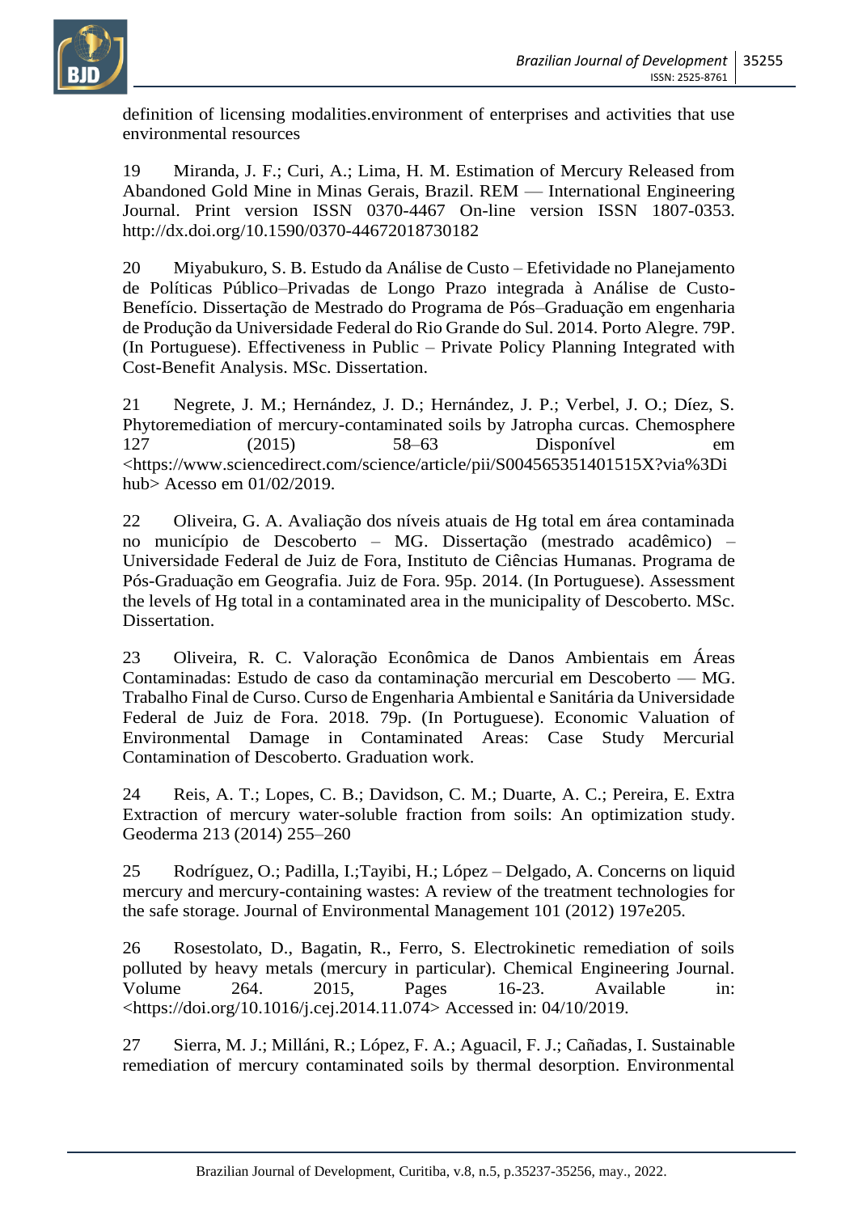definition of licensing modalities.environment of enterprises and activities that use environmental resources

19 Miranda, J. F.; Curi, A.; Lima, H. M. Estimation of Mercury Released from Abandoned Gold Mine in Minas Gerais, Brazil. REM — International Engineering Journal. Print version ISSN 0370-4467 On-line version ISSN 1807-0353. http://dx.doi.org/10.1590/0370-44672018730182

20 Miyabukuro, S. B. Estudo da Análise de Custo – Efetividade no Planejamento de Políticas Público–Privadas de Longo Prazo integrada à Análise de Custo-Benefício. Dissertação de Mestrado do Programa de Pós–Graduação em engenharia de Produção da Universidade Federal do Rio Grande do Sul. 2014. Porto Alegre. 79P. (In Portuguese). Effectiveness in Public – Private Policy Planning Integrated with Cost-Benefit Analysis. MSc. Dissertation.

21 Negrete, J. M.; Hernández, J. D.; Hernández, J. P.; Verbel, J. O.; Díez, S. Phytoremediation of mercury-contaminated soils by Jatropha curcas. Chemosphere 127 (2015) 58–63 Disponível em <https://www.sciencedirect.com/science/article/pii/S004565351401515X?via%3Dihub> Acesso em 01/02/2019.

22 Oliveira, G. A. Avaliação dos níveis atuais de Hg total em área contaminada no município de Descoberto – MG. Dissertação (mestrado acadêmico) – Universidade Federal de Juiz de Fora, Instituto de Ciências Humanas. Programa de Pós-Graduação em Geografia. Juiz de Fora. 95p. 2014. (In Portuguese). Assessment the levels of Hg total in a contaminated area in the municipality of Descoberto. MSc. Dissertation.

23 Oliveira, R. C. Valoração Econômica de Danos Ambientais em Áreas Contaminadas: Estudo de caso da contaminação mercurial em Descoberto — MG. Trabalho Final de Curso. Curso de Engenharia Ambiental e Sanitária da Universidade Federal de Juiz de Fora. 2018. 79p. (In Portuguese). Economic Valuation of Environmental Damage in Contaminated Areas: Case Study Mercurial Contamination of Descoberto. Graduation work.

24 Reis, A. T.; Lopes, C. B.; Davidson, C. M.; Duarte, A. C.; Pereira, E. Extra Extraction of mercury water-soluble fraction from soils: An optimization study. Geoderma 213 (2014) 255–260

25 Rodríguez, O.; Padilla, I.;Tayibi, H.; López – Delgado, A. Concerns on liquid mercury and mercury-containing wastes: A review of the treatment technologies for the safe storage. Journal of Environmental Management 101 (2012) 197e205.

26 Rosestolato, D., Bagatin, R., Ferro, S. Electrokinetic remediation of soils polluted by heavy metals (mercury in particular). Chemical Engineering Journal. Volume 264. 2015, Pages 16-23. Available in: <https://doi.org/10.1016/j.cej.2014.11.074> Accessed in: 04/10/2019.

27 Sierra, M. J.; Millán, R.; López, F. A.; Aguacil, F. J.; Cañadas, I. Sustainable remediation of mercury contaminated soils by thermal desorption. Environmental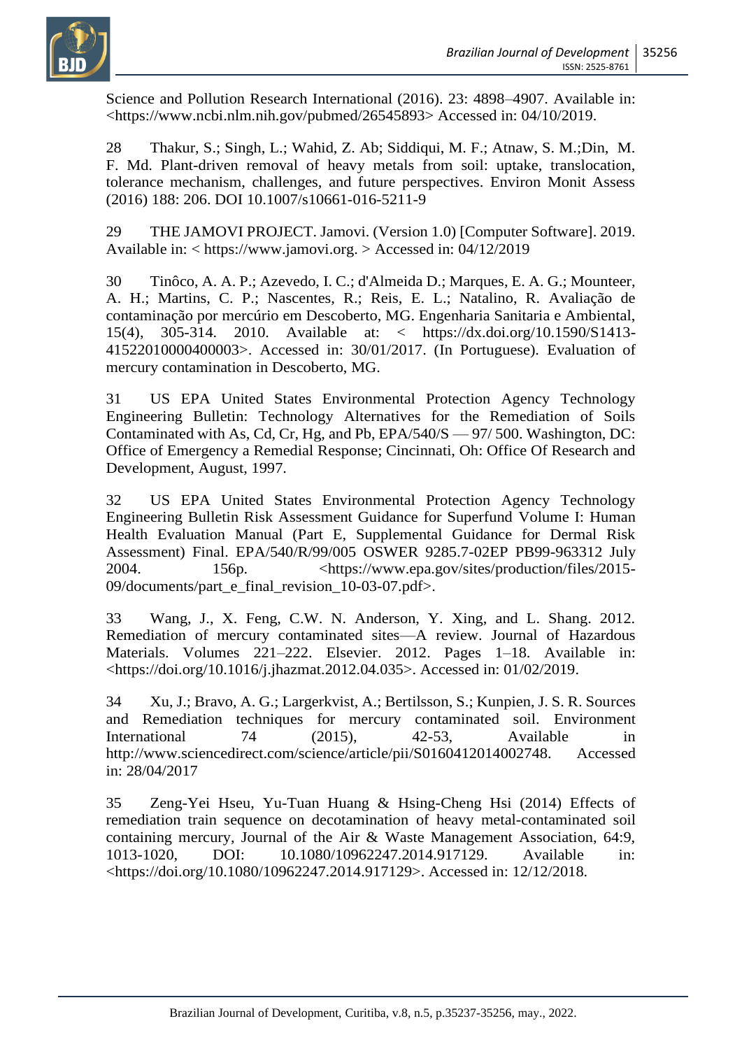Science and Pollution Research International (2016). 23: 4898–4907. Available in: <https://www.ncbi.nlm.nih.gov/pubmed/26545893> Accessed in: 04/10/2019.

28 Thakur, S.; Singh, L.; Wahid, Z. Ab; Siddiqui, M. F.; Atnaw, S. M.;Din, M. F. Md. Plant-driven removal of heavy metals from soil: uptake, translocation, tolerance mechanism, challenges, and future perspectives. Environ Monit Assess (2016) 188: 206. DOI 10.1007/s10661-016-5211-9

29 THE JAMOVI PROJECT. Jamovi. (Version 1.0) [Computer Software]. 2019. Available in: < https://www.jamovi.org. > Accessed in: 04/12/2019

30 Tinôco, A. A. P.; Azevedo, I. C.; d'Almeida D.; Marques, E. A. G.; Mounteer, A. H.; Martins, C. P.; Nascentes, R.; Reis, E. L.; Natalino, R. Avaliação de contaminação por mercúrio em Descoberto, MG. Engenharia Sanitaria e Ambiental, 15(4), 305-314. 2010. Available at: < https://dx.doi.org/10.1590/S1413-41522010000400003>. Accessed in: 30/01/2017. (In Portuguese). Evaluation of mercury contamination in Descoberto, MG.

31 US EPA United States Environmental Protection Agency Technology Engineering Bulletin: Technology Alternatives for the Remediation of Soils Contaminated with As, Cd, Cr, Hg, and Pb, EPA/540/S — 97/ 500. Washington, DC: Office of Emergency a Remedial Response; Cincinnati, Oh: Office Of Research and Development, August, 1997.

32 US EPA United States Environmental Protection Agency Technology Engineering Bulletin Risk Assessment Guidance for Superfund Volume I: Human Health Evaluation Manual (Part E, Supplemental Guidance for Dermal Risk Assessment) Final. EPA/540/R/99/005 OSWER 9285.7-02EP PB99-963312 July 2004. 156p. <https://www.epa.gov/sites/production/files/2015-09/documents/part_e_final_revision_10-03-07.pdf>.

33 Wang, J., X. Feng, C.W. N. Anderson, Y. Xing, and L. Shang. 2012. Remediation of mercury contaminated sites—A review. Journal of Hazardous Materials. Volumes 221–222. Elsevier. 2012. Pages 1–18. Available in: <https://doi.org/10.1016/j.jhazmat.2012.04.035>. Accessed in: 01/02/2019.

34 Xu, J.; Bravo, A. G.; Largerkvist, A.; Bertilsson, S.; Kunpien, J. S. R. Sources and Remediation techniques for mercury contaminated soil. Environment International 74 (2015), 42-53, Available in http://www.sciencedirect.com/science/article/pii/S0160412014002748. Accessed in: 28/04/2017

35 Zeng-Yei Hseu, Yu-Tuan Huang & Hsing-Cheng Hsi (2014) Effects of remediation train sequence on decotamination of heavy metal-contaminated soil containing mercury, Journal of the Air & Waste Management Association, 64:9, 1013-1020, DOI: 10.1080/10962247.2014.917129. Available in: <https://doi.org/10.1080/10962247.2014.917129>. Accessed in: 12/12/2018.